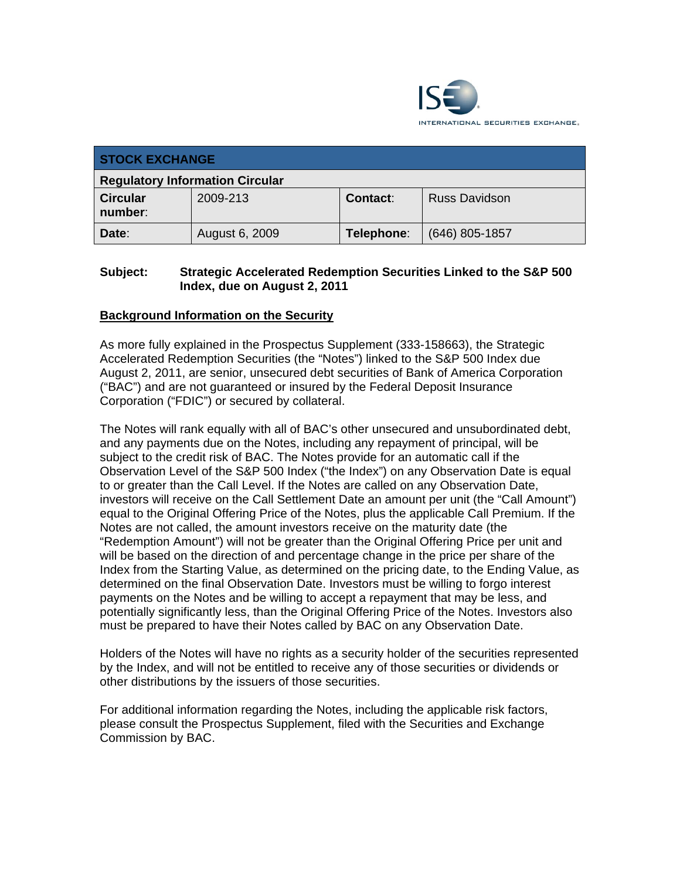ISE INTERNATIONAL SECURITIES EXCHANGE.

| STOCK EXCHANGE | | | |
|---|---|---|---|
| **Regulatory Information Circular** | | | |
| **Circular number**: | 2009-213 | **Contact**: | Russ Davidson |
| **Date**: | August 6, 2009 | **Telephone**: | (646) 805-1857 |

**Subject: Strategic Accelerated Redemption Securities Linked to the S&P 500 Index, due on August 2, 2011**

**Background Information on the Security**

As more fully explained in the Prospectus Supplement (333-158663), the Strategic Accelerated Redemption Securities (the "Notes") linked to the S&P 500 Index due August 2, 2011, are senior, unsecured debt securities of Bank of America Corporation ("BAC") and are not guaranteed or insured by the Federal Deposit Insurance Corporation ("FDIC") or secured by collateral.

The Notes will rank equally with all of BAC's other unsecured and unsubordinated debt, and any payments due on the Notes, including any repayment of principal, will be subject to the credit risk of BAC. The Notes provide for an automatic call if the Observation Level of the S&P 500 Index ("the Index") on any Observation Date is equal to or greater than the Call Level. If the Notes are called on any Observation Date, investors will receive on the Call Settlement Date an amount per unit (the "Call Amount") equal to the Original Offering Price of the Notes, plus the applicable Call Premium. If the Notes are not called, the amount investors receive on the maturity date (the "Redemption Amount") will not be greater than the Original Offering Price per unit and will be based on the direction of and percentage change in the price per share of the Index from the Starting Value, as determined on the pricing date, to the Ending Value, as determined on the final Observation Date. Investors must be willing to forgo interest payments on the Notes and be willing to accept a repayment that may be less, and potentially significantly less, than the Original Offering Price of the Notes. Investors also must be prepared to have their Notes called by BAC on any Observation Date.

Holders of the Notes will have no rights as a security holder of the securities represented by the Index, and will not be entitled to receive any of those securities or dividends or other distributions by the issuers of those securities.

For additional information regarding the Notes, including the applicable risk factors, please consult the Prospectus Supplement, filed with the Securities and Exchange Commission by BAC.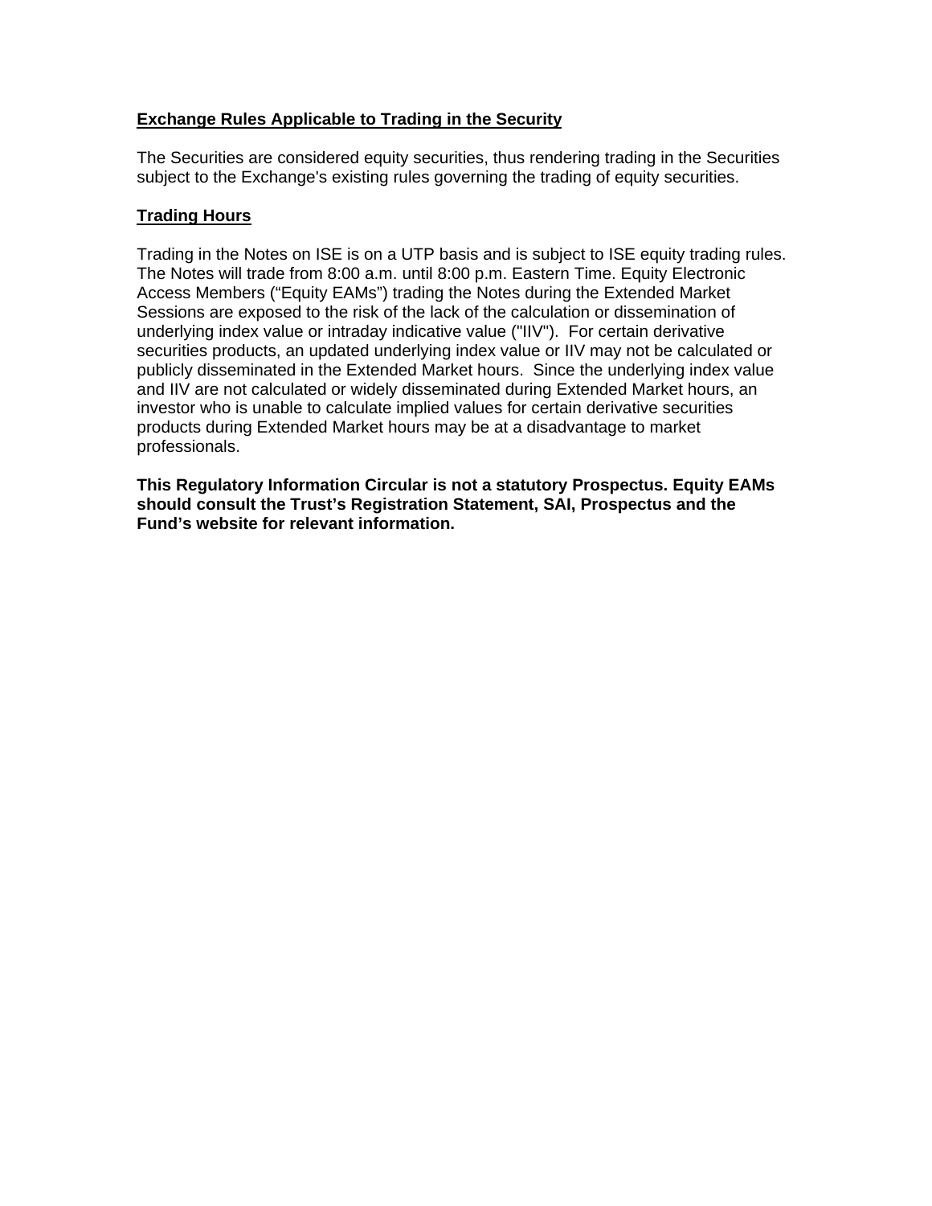**Exchange Rules Applicable to Trading in the Security**

The Securities are considered equity securities, thus rendering trading in the Securities subject to the Exchange's existing rules governing the trading of equity securities.

**Trading Hours**

Trading in the Notes on ISE is on a UTP basis and is subject to ISE equity trading rules. The Notes will trade from 8:00 a.m. until 8:00 p.m. Eastern Time. Equity Electronic Access Members ("Equity EAMs") trading the Notes during the Extended Market Sessions are exposed to the risk of the lack of the calculation or dissemination of underlying index value or intraday indicative value ("IIV"). For certain derivative securities products, an updated underlying index value or IIV may not be calculated or publicly disseminated in the Extended Market hours. Since the underlying index value and IIV are not calculated or widely disseminated during Extended Market hours, an investor who is unable to calculate implied values for certain derivative securities products during Extended Market hours may be at a disadvantage to market professionals.

**This Regulatory Information Circular is not a statutory Prospectus. Equity EAMs should consult the Trust's Registration Statement, SAI, Prospectus and the Fund's website for relevant information.**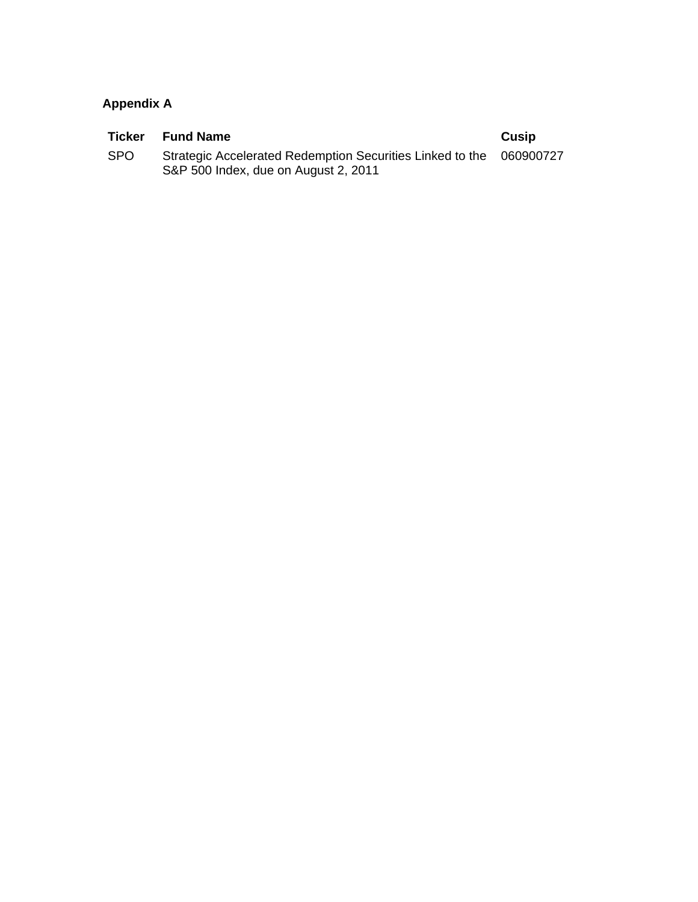**Appendix A**

| Ticker | Fund Name | Cusip |
| --- | --- | --- |
| SPO | Strategic Accelerated Redemption Securities Linked to the S&P 500 Index, due on August 2, 2011 | 060900727 |